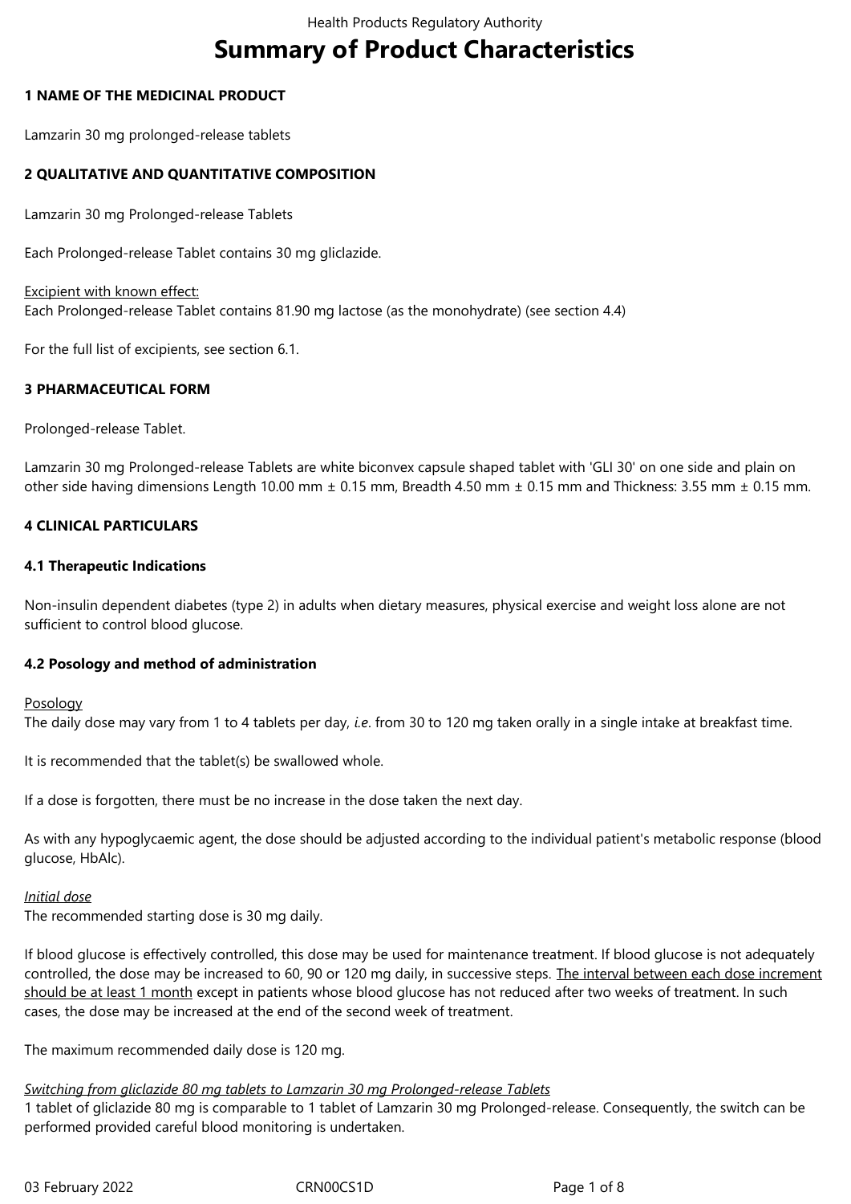# Summary of Product Characteristics

## 1 NAME OF THE MEDICINAL PRODUCT

Lamzarin 30 mg prolonged-release tablets

## 2 QUALITATIVE AND QUANTITATIVE COMPOSITION

Lamzarin 30 mg Prolonged-release Tablets

Each Prolonged-release Tablet contains 30 mg gliclazide.

Excipient with known effect:
Each Prolonged-release Tablet contains 81.90 mg lactose (as the monohydrate) (see section 4.4)

For the full list of excipients, see section 6.1.

## 3 PHARMACEUTICAL FORM

Prolonged-release Tablet.

Lamzarin 30 mg Prolonged-release Tablets are white biconvex capsule shaped tablet with 'GLI 30' on one side and plain on other side having dimensions Length 10.00 mm ± 0.15 mm, Breadth 4.50 mm ± 0.15 mm and Thickness: 3.55 mm ± 0.15 mm.

## 4 CLINICAL PARTICULARS

### 4.1 Therapeutic Indications

Non-insulin dependent diabetes (type 2) in adults when dietary measures, physical exercise and weight loss alone are not sufficient to control blood glucose.

### 4.2 Posology and method of administration

Posology
The daily dose may vary from 1 to 4 tablets per day, *i.e*. from 30 to 120 mg taken orally in a single intake at breakfast time.

It is recommended that the tablet(s) be swallowed whole.

If a dose is forgotten, there must be no increase in the dose taken the next day.

As with any hypoglycaemic agent, the dose should be adjusted according to the individual patient's metabolic response (blood glucose, HbAlc).

*Initial dose*
The recommended starting dose is 30 mg daily.

If blood glucose is effectively controlled, this dose may be used for maintenance treatment. If blood glucose is not adequately controlled, the dose may be increased to 60, 90 or 120 mg daily, in successive steps. The interval between each dose increment should be at least 1 month except in patients whose blood glucose has not reduced after two weeks of treatment. In such cases, the dose may be increased at the end of the second week of treatment.

The maximum recommended daily dose is 120 mg.

*Switching from gliclazide 80 mg tablets to Lamzarin 30 mg Prolonged-release Tablets*
1 tablet of gliclazide 80 mg is comparable to 1 tablet of Lamzarin 30 mg Prolonged-release. Consequently, the switch can be performed provided careful blood monitoring is undertaken.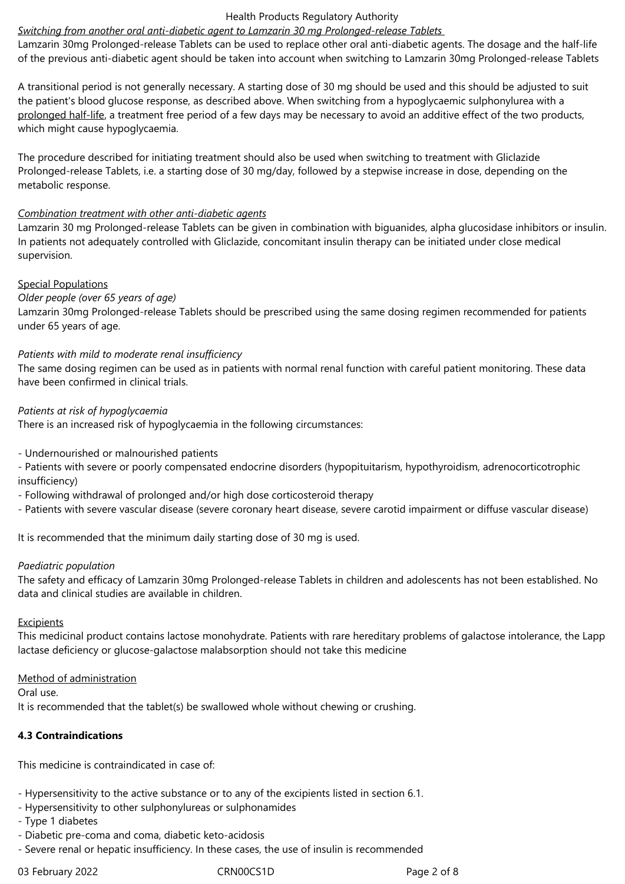*Switching from another oral anti-diabetic agent to Lamzarin 30 mg Prolonged-release Tablets*

Lamzarin 30mg Prolonged-release Tablets can be used to replace other oral anti-diabetic agents. The dosage and the half-life of the previous anti-diabetic agent should be taken into account when switching to Lamzarin 30mg Prolonged-release Tablets

A transitional period is not generally necessary. A starting dose of 30 mg should be used and this should be adjusted to suit the patient's blood glucose response, as described above. When switching from a hypoglycaemic sulphonylurea with a prolonged half-life, a treatment free period of a few days may be necessary to avoid an additive effect of the two products, which might cause hypoglycaemia.

The procedure described for initiating treatment should also be used when switching to treatment with Gliclazide Prolonged-release Tablets, i.e. a starting dose of 30 mg/day, followed by a stepwise increase in dose, depending on the metabolic response.

*Combination treatment with other anti-diabetic agents*

Lamzarin 30 mg Prolonged-release Tablets can be given in combination with biguanides, alpha glucosidase inhibitors or insulin. In patients not adequately controlled with Gliclazide, concomitant insulin therapy can be initiated under close medical supervision.

Special Populations

*Older people (over 65 years of age)*

Lamzarin 30mg Prolonged-release Tablets should be prescribed using the same dosing regimen recommended for patients under 65 years of age.

*Patients with mild to moderate renal insufficiency*

The same dosing regimen can be used as in patients with normal renal function with careful patient monitoring. These data have been confirmed in clinical trials.

*Patients at risk of hypoglycaemia*

There is an increased risk of hypoglycaemia in the following circumstances:

- Undernourished or malnourished patients
- Patients with severe or poorly compensated endocrine disorders (hypopituitarism, hypothyroidism, adrenocorticotrophic insufficiency)
- Following withdrawal of prolonged and/or high dose corticosteroid therapy
- Patients with severe vascular disease (severe coronary heart disease, severe carotid impairment or diffuse vascular disease)

It is recommended that the minimum daily starting dose of 30 mg is used.

*Paediatric population*

The safety and efficacy of Lamzarin 30mg Prolonged-release Tablets in children and adolescents has not been established. No data and clinical studies are available in children.

Excipients

This medicinal product contains lactose monohydrate. Patients with rare hereditary problems of galactose intolerance, the Lapp lactase deficiency or glucose-galactose malabsorption should not take this medicine

Method of administration

Oral use.

It is recommended that the tablet(s) be swallowed whole without chewing or crushing.

**4.3 Contraindications**

This medicine is contraindicated in case of:

- Hypersensitivity to the active substance or to any of the excipients listed in section 6.1.
- Hypersensitivity to other sulphonylureas or sulphonamides
- Type 1 diabetes
- Diabetic pre-coma and coma, diabetic keto-acidosis
- Severe renal or hepatic insufficiency. In these cases, the use of insulin is recommended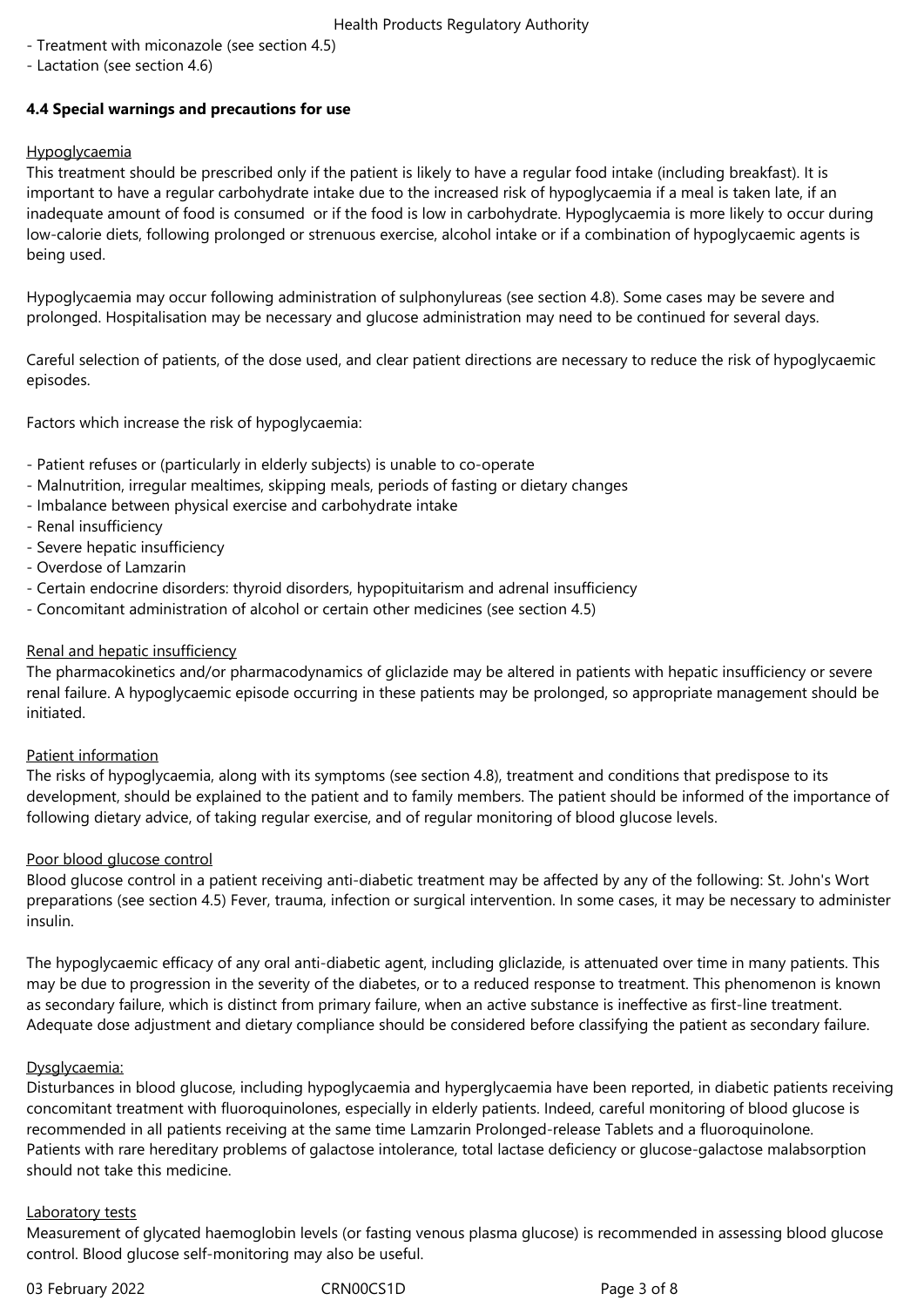- Treatment with miconazole (see section 4.5)
- Lactation (see section 4.6)

**4.4 Special warnings and precautions for use**

Hypoglycaemia

This treatment should be prescribed only if the patient is likely to have a regular food intake (including breakfast). It is important to have a regular carbohydrate intake due to the increased risk of hypoglycaemia if a meal is taken late, if an inadequate amount of food is consumed or if the food is low in carbohydrate. Hypoglycaemia is more likely to occur during low-calorie diets, following prolonged or strenuous exercise, alcohol intake or if a combination of hypoglycaemic agents is being used.

Hypoglycaemia may occur following administration of sulphonylureas (see section 4.8). Some cases may be severe and prolonged. Hospitalisation may be necessary and glucose administration may need to be continued for several days.

Careful selection of patients, of the dose used, and clear patient directions are necessary to reduce the risk of hypoglycaemic episodes.

Factors which increase the risk of hypoglycaemia:

- Patient refuses or (particularly in elderly subjects) is unable to co-operate
- Malnutrition, irregular mealtimes, skipping meals, periods of fasting or dietary changes
- Imbalance between physical exercise and carbohydrate intake
- Renal insufficiency
- Severe hepatic insufficiency
- Overdose of Lamzarin
- Certain endocrine disorders: thyroid disorders, hypopituitarism and adrenal insufficiency
- Concomitant administration of alcohol or certain other medicines (see section 4.5)

Renal and hepatic insufficiency

The pharmacokinetics and/or pharmacodynamics of gliclazide may be altered in patients with hepatic insufficiency or severe renal failure. A hypoglycaemic episode occurring in these patients may be prolonged, so appropriate management should be initiated.

Patient information

The risks of hypoglycaemia, along with its symptoms (see section 4.8), treatment and conditions that predispose to its development, should be explained to the patient and to family members. The patient should be informed of the importance of following dietary advice, of taking regular exercise, and of regular monitoring of blood glucose levels.

Poor blood glucose control

Blood glucose control in a patient receiving anti-diabetic treatment may be affected by any of the following: St. John's Wort preparations (see section 4.5) Fever, trauma, infection or surgical intervention. In some cases, it may be necessary to administer insulin.

The hypoglycaemic efficacy of any oral anti-diabetic agent, including gliclazide, is attenuated over time in many patients. This may be due to progression in the severity of the diabetes, or to a reduced response to treatment. This phenomenon is known as secondary failure, which is distinct from primary failure, when an active substance is ineffective as first-line treatment. Adequate dose adjustment and dietary compliance should be considered before classifying the patient as secondary failure.

Dysglycaemia:

Disturbances in blood glucose, including hypoglycaemia and hyperglycaemia have been reported, in diabetic patients receiving concomitant treatment with fluoroquinolones, especially in elderly patients. Indeed, careful monitoring of blood glucose is recommended in all patients receiving at the same time Lamzarin Prolonged-release Tablets and a fluoroquinolone.
Patients with rare hereditary problems of galactose intolerance, total lactase deficiency or glucose-galactose malabsorption should not take this medicine.

Laboratory tests

Measurement of glycated haemoglobin levels (or fasting venous plasma glucose) is recommended in assessing blood glucose control. Blood glucose self-monitoring may also be useful.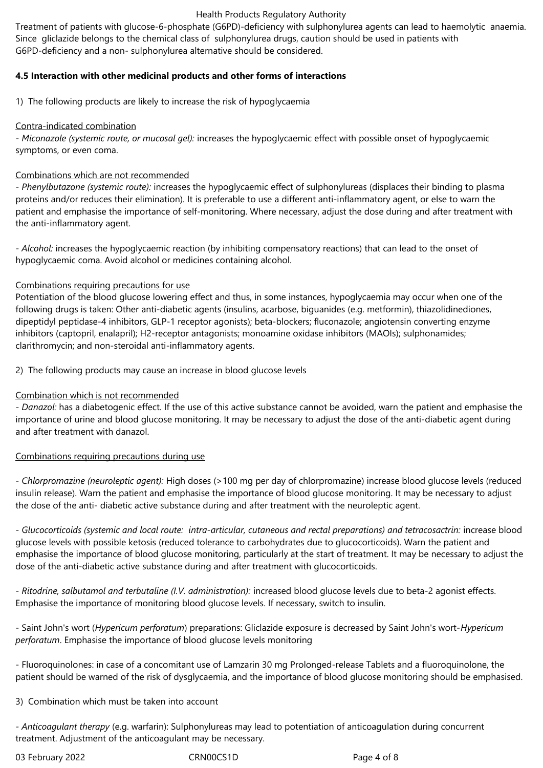Treatment of patients with glucose-6-phosphate (G6PD)-deficiency with sulphonylurea agents can lead to haemolytic anaemia. Since gliclazide belongs to the chemical class of sulphonylurea drugs, caution should be used in patients with G6PD-deficiency and a non- sulphonylurea alternative should be considered.

**4.5 Interaction with other medicinal products and other forms of interactions**

1) The following products are likely to increase the risk of hypoglycaemia

Contra-indicated combination

- *Miconazole (systemic route, or mucosal gel):* increases the hypoglycaemic effect with possible onset of hypoglycaemic symptoms, or even coma.

Combinations which are not recommended

- *Phenylbutazone (systemic route):* increases the hypoglycaemic effect of sulphonylureas (displaces their binding to plasma proteins and/or reduces their elimination). It is preferable to use a different anti-inflammatory agent, or else to warn the patient and emphasise the importance of self-monitoring. Where necessary, adjust the dose during and after treatment with the anti-inflammatory agent.

- *Alcohol:* increases the hypoglycaemic reaction (by inhibiting compensatory reactions) that can lead to the onset of hypoglycaemic coma. Avoid alcohol or medicines containing alcohol.

Combinations requiring precautions for use

Potentiation of the blood glucose lowering effect and thus, in some instances, hypoglycaemia may occur when one of the following drugs is taken: Other anti-diabetic agents (insulins, acarbose, biguanides (e.g. metformin), thiazolidinediones, dipeptidyl peptidase-4 inhibitors, GLP-1 receptor agonists); beta-blockers; fluconazole; angiotensin converting enzyme inhibitors (captopril, enalapril); H2-receptor antagonists; monoamine oxidase inhibitors (MAOIs); sulphonamides; clarithromycin; and non-steroidal anti-inflammatory agents.

2) The following products may cause an increase in blood glucose levels

Combination which is not recommended

- *Danazol:* has a diabetogenic effect. If the use of this active substance cannot be avoided, warn the patient and emphasise the importance of urine and blood glucose monitoring. It may be necessary to adjust the dose of the anti-diabetic agent during and after treatment with danazol.

Combinations requiring precautions during use

- *Chlorpromazine (neuroleptic agent):* High doses (>100 mg per day of chlorpromazine) increase blood glucose levels (reduced insulin release). Warn the patient and emphasise the importance of blood glucose monitoring. It may be necessary to adjust the dose of the anti- diabetic active substance during and after treatment with the neuroleptic agent.

- *Glucocorticoids (systemic and local route: intra-articular, cutaneous and rectal preparations) and tetracosactrin:* increase blood glucose levels with possible ketosis (reduced tolerance to carbohydrates due to glucocorticoids). Warn the patient and emphasise the importance of blood glucose monitoring, particularly at the start of treatment. It may be necessary to adjust the dose of the anti-diabetic active substance during and after treatment with glucocorticoids.

- *Ritodrine, salbutamol and terbutaline (I.V. administration):* increased blood glucose levels due to beta-2 agonist effects. Emphasise the importance of monitoring blood glucose levels. If necessary, switch to insulin.

- Saint John's wort (*Hypericum perforatum*) preparations: Gliclazide exposure is decreased by Saint John's wort-*Hypericum perforatum*. Emphasise the importance of blood glucose levels monitoring

- Fluoroquinolones: in case of a concomitant use of Lamzarin 30 mg Prolonged-release Tablets and a fluoroquinolone, the patient should be warned of the risk of dysglycaemia, and the importance of blood glucose monitoring should be emphasised.

3) Combination which must be taken into account

- *Anticoagulant therapy* (e.g. warfarin): Sulphonylureas may lead to potentiation of anticoagulation during concurrent treatment. Adjustment of the anticoagulant may be necessary.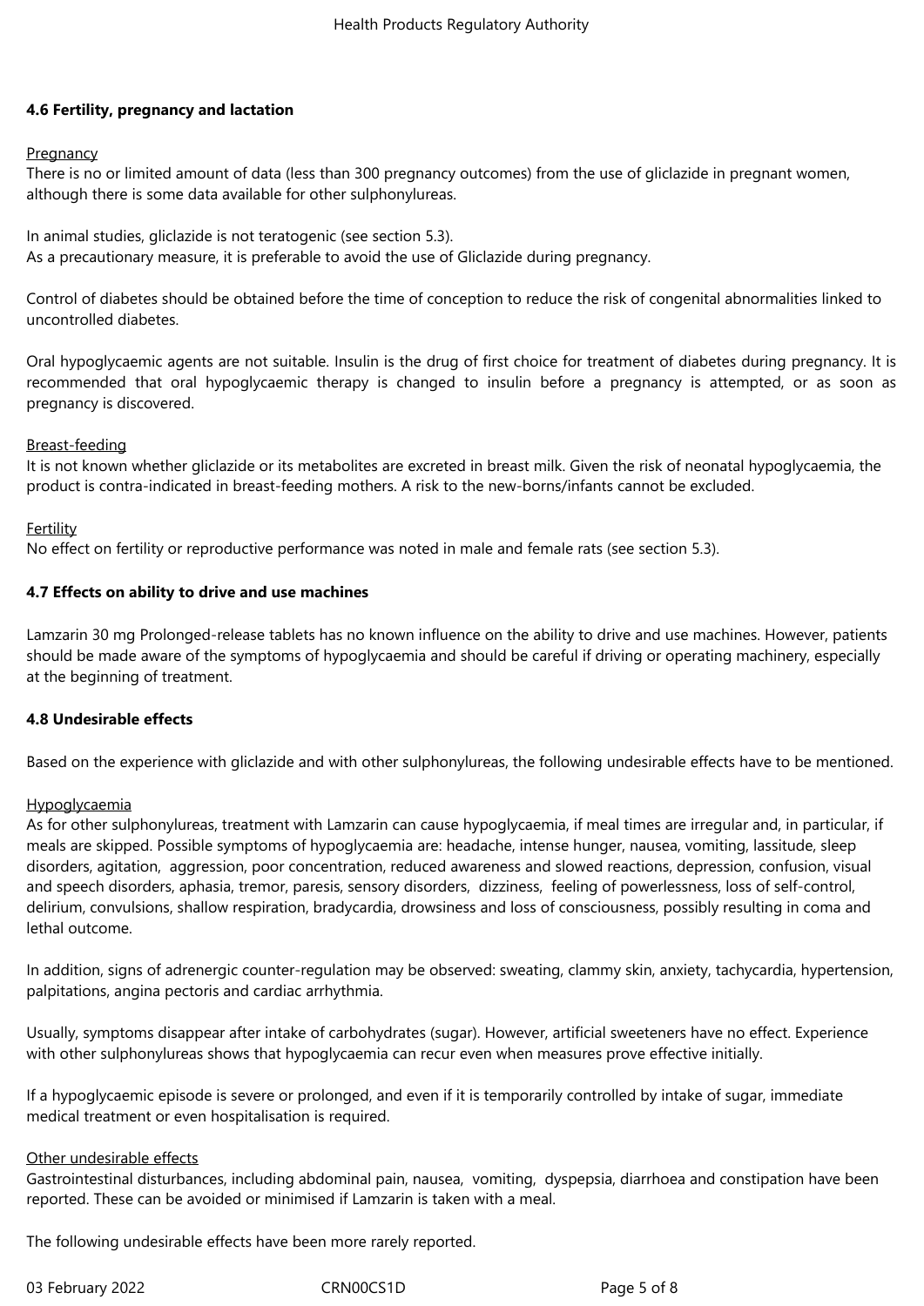### 4.6 Fertility, pregnancy and lactation

Pregnancy

There is no or limited amount of data (less than 300 pregnancy outcomes) from the use of gliclazide in pregnant women, although there is some data available for other sulphonylureas.

In animal studies, gliclazide is not teratogenic (see section 5.3).
As a precautionary measure, it is preferable to avoid the use of Gliclazide during pregnancy.

Control of diabetes should be obtained before the time of conception to reduce the risk of congenital abnormalities linked to uncontrolled diabetes.

Oral hypoglycaemic agents are not suitable. Insulin is the drug of first choice for treatment of diabetes during pregnancy. It is recommended that oral hypoglycaemic therapy is changed to insulin before a pregnancy is attempted, or as soon as pregnancy is discovered.

Breast-feeding

It is not known whether gliclazide or its metabolites are excreted in breast milk. Given the risk of neonatal hypoglycaemia, the product is contra-indicated in breast-feeding mothers. A risk to the new-borns/infants cannot be excluded.

Fertility

No effect on fertility or reproductive performance was noted in male and female rats (see section 5.3).

### 4.7 Effects on ability to drive and use machines

Lamzarin 30 mg Prolonged-release tablets has no known influence on the ability to drive and use machines. However, patients should be made aware of the symptoms of hypoglycaemia and should be careful if driving or operating machinery, especially at the beginning of treatment.

### 4.8 Undesirable effects

Based on the experience with gliclazide and with other sulphonylureas, the following undesirable effects have to be mentioned.

Hypoglycaemia

As for other sulphonylureas, treatment with Lamzarin can cause hypoglycaemia, if meal times are irregular and, in particular, if meals are skipped. Possible symptoms of hypoglycaemia are: headache, intense hunger, nausea, vomiting, lassitude, sleep disorders, agitation, aggression, poor concentration, reduced awareness and slowed reactions, depression, confusion, visual and speech disorders, aphasia, tremor, paresis, sensory disorders, dizziness, feeling of powerlessness, loss of self-control, delirium, convulsions, shallow respiration, bradycardia, drowsiness and loss of consciousness, possibly resulting in coma and lethal outcome.

In addition, signs of adrenergic counter-regulation may be observed: sweating, clammy skin, anxiety, tachycardia, hypertension, palpitations, angina pectoris and cardiac arrhythmia.

Usually, symptoms disappear after intake of carbohydrates (sugar). However, artificial sweeteners have no effect. Experience with other sulphonylureas shows that hypoglycaemia can recur even when measures prove effective initially.

If a hypoglycaemic episode is severe or prolonged, and even if it is temporarily controlled by intake of sugar, immediate medical treatment or even hospitalisation is required.

Other undesirable effects

Gastrointestinal disturbances, including abdominal pain, nausea, vomiting, dyspepsia, diarrhoea and constipation have been reported. These can be avoided or minimised if Lamzarin is taken with a meal.

The following undesirable effects have been more rarely reported.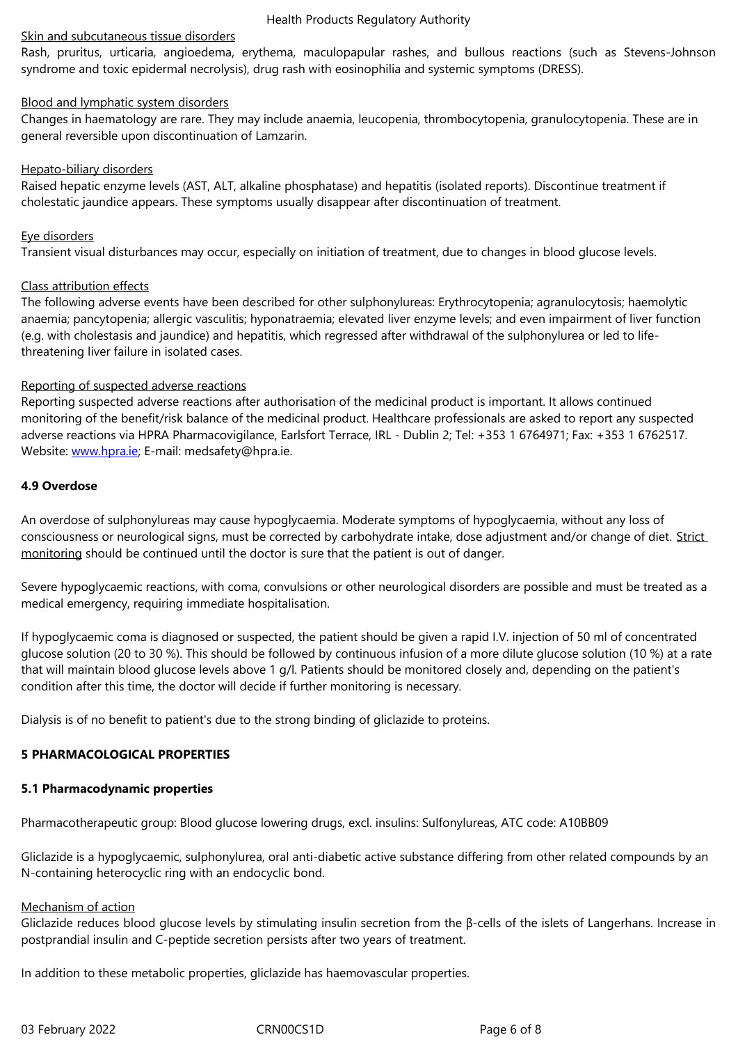Skin and subcutaneous tissue disorders

Rash, pruritus, urticaria, angioedema, erythema, maculopapular rashes, and bullous reactions (such as Stevens-Johnson syndrome and toxic epidermal necrolysis), drug rash with eosinophilia and systemic symptoms (DRESS).

Blood and lymphatic system disorders

Changes in haematology are rare. They may include anaemia, leucopenia, thrombocytopenia, granulocytopenia. These are in general reversible upon discontinuation of Lamzarin.

Hepato-biliary disorders

Raised hepatic enzyme levels (AST, ALT, alkaline phosphatase) and hepatitis (isolated reports). Discontinue treatment if cholestatic jaundice appears. These symptoms usually disappear after discontinuation of treatment.

Eye disorders

Transient visual disturbances may occur, especially on initiation of treatment, due to changes in blood glucose levels.

Class attribution effects

The following adverse events have been described for other sulphonylureas: Erythrocytopenia; agranulocytosis; haemolytic anaemia; pancytopenia; allergic vasculitis; hyponatraemia; elevated liver enzyme levels; and even impairment of liver function (e.g. with cholestasis and jaundice) and hepatitis, which regressed after withdrawal of the sulphonylurea or led to life-threatening liver failure in isolated cases.

Reporting of suspected adverse reactions

Reporting suspected adverse reactions after authorisation of the medicinal product is important. It allows continued monitoring of the benefit/risk balance of the medicinal product. Healthcare professionals are asked to report any suspected adverse reactions via HPRA Pharmacovigilance, Earlsfort Terrace, IRL - Dublin 2; Tel: +353 1 6764971; Fax: +353 1 6762517. Website: www.hpra.ie; E-mail: medsafety@hpra.ie.

## 4.9 Overdose

An overdose of sulphonylureas may cause hypoglycaemia. Moderate symptoms of hypoglycaemia, without any loss of consciousness or neurological signs, must be corrected by carbohydrate intake, dose adjustment and/or change of diet. Strict monitoring should be continued until the doctor is sure that the patient is out of danger.

Severe hypoglycaemic reactions, with coma, convulsions or other neurological disorders are possible and must be treated as a medical emergency, requiring immediate hospitalisation.

If hypoglycaemic coma is diagnosed or suspected, the patient should be given a rapid I.V. injection of 50 ml of concentrated glucose solution (20 to 30 %). This should be followed by continuous infusion of a more dilute glucose solution (10 %) at a rate that will maintain blood glucose levels above 1 g/l. Patients should be monitored closely and, depending on the patient's condition after this time, the doctor will decide if further monitoring is necessary.

Dialysis is of no benefit to patient's due to the strong binding of gliclazide to proteins.

# 5 PHARMACOLOGICAL PROPERTIES

## 5.1 Pharmacodynamic properties

Pharmacotherapeutic group: Blood glucose lowering drugs, excl. insulins: Sulfonylureas, ATC code: A10BB09

Gliclazide is a hypoglycaemic, sulphonylurea, oral anti-diabetic active substance differing from other related compounds by an N-containing heterocyclic ring with an endocyclic bond.

Mechanism of action

Gliclazide reduces blood glucose levels by stimulating insulin secretion from the β-cells of the islets of Langerhans. Increase in postprandial insulin and C-peptide secretion persists after two years of treatment.

In addition to these metabolic properties, gliclazide has haemovascular properties.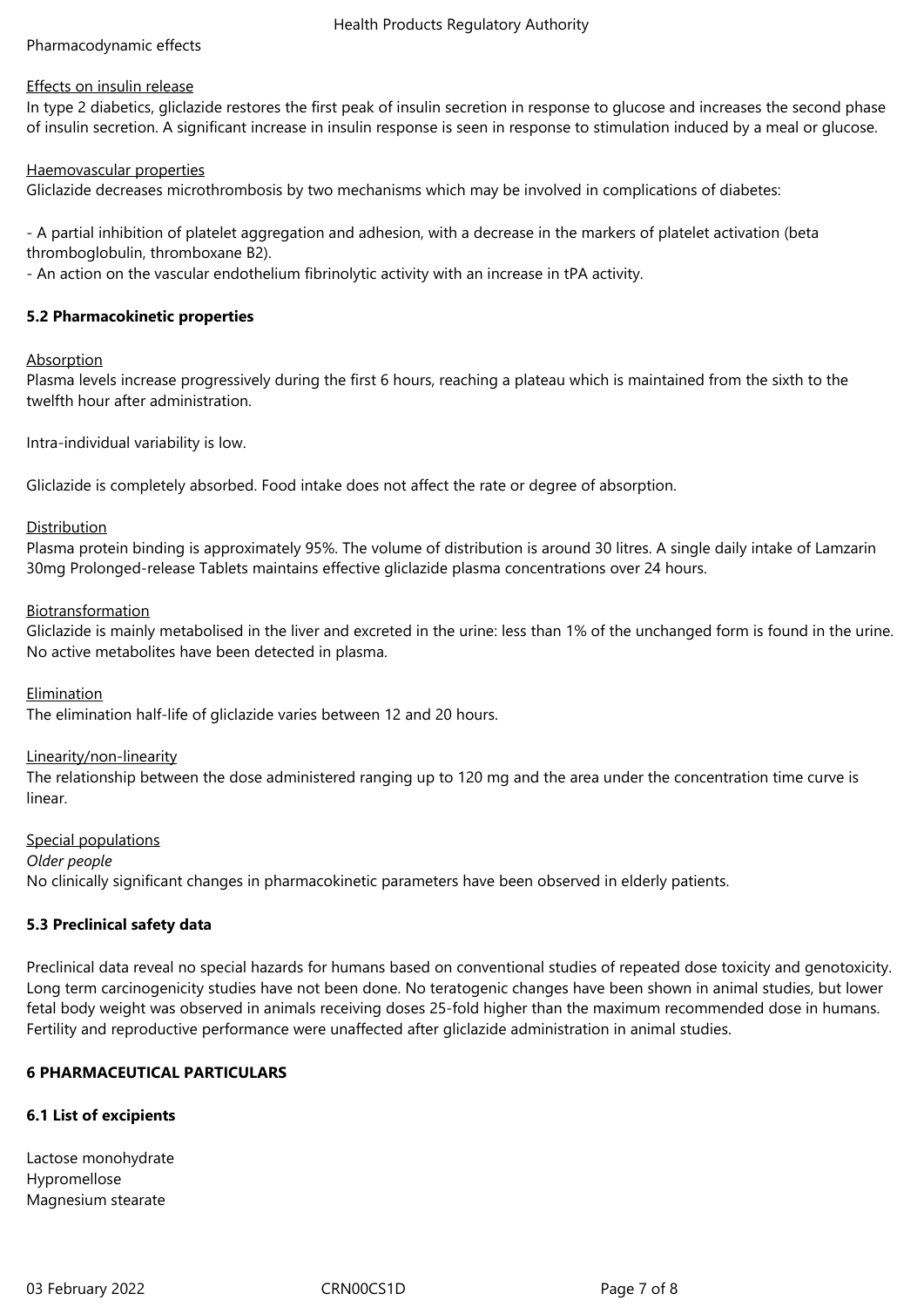Pharmacodynamic effects

Effects on insulin release

In type 2 diabetics, gliclazide restores the first peak of insulin secretion in response to glucose and increases the second phase of insulin secretion. A significant increase in insulin response is seen in response to stimulation induced by a meal or glucose.

Haemovascular properties

Gliclazide decreases microthrombosis by two mechanisms which may be involved in complications of diabetes:

- A partial inhibition of platelet aggregation and adhesion, with a decrease in the markers of platelet activation (beta thromboglobulin, thromboxane B2).
- An action on the vascular endothelium fibrinolytic activity with an increase in tPA activity.

**5.2 Pharmacokinetic properties**

Absorption

Plasma levels increase progressively during the first 6 hours, reaching a plateau which is maintained from the sixth to the twelfth hour after administration.

Intra-individual variability is low.

Gliclazide is completely absorbed. Food intake does not affect the rate or degree of absorption.

Distribution

Plasma protein binding is approximately 95%. The volume of distribution is around 30 litres. A single daily intake of Lamzarin 30mg Prolonged-release Tablets maintains effective gliclazide plasma concentrations over 24 hours.

Biotransformation

Gliclazide is mainly metabolised in the liver and excreted in the urine: less than 1% of the unchanged form is found in the urine. No active metabolites have been detected in plasma.

Elimination

The elimination half-life of gliclazide varies between 12 and 20 hours.

Linearity/non-linearity

The relationship between the dose administered ranging up to 120 mg and the area under the concentration time curve is linear.

Special populations

*Older people*

No clinically significant changes in pharmacokinetic parameters have been observed in elderly patients.

**5.3 Preclinical safety data**

Preclinical data reveal no special hazards for humans based on conventional studies of repeated dose toxicity and genotoxicity. Long term carcinogenicity studies have not been done. No teratogenic changes have been shown in animal studies, but lower fetal body weight was observed in animals receiving doses 25-fold higher than the maximum recommended dose in humans. Fertility and reproductive performance were unaffected after gliclazide administration in animal studies.

**6 PHARMACEUTICAL PARTICULARS**

**6.1 List of excipients**

Lactose monohydrate
Hypromellose
Magnesium stearate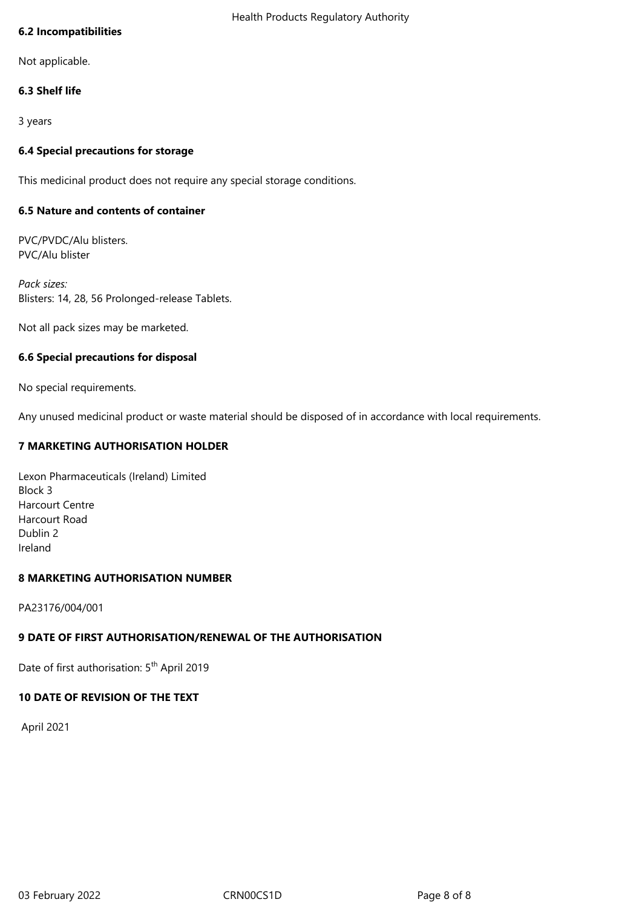### 6.2 Incompatibilities

Not applicable.

### 6.3 Shelf life

3 years

### 6.4 Special precautions for storage

This medicinal product does not require any special storage conditions.

### 6.5 Nature and contents of container

PVC/PVDC/Alu blisters.
PVC/Alu blister

*Pack sizes:*
Blisters: 14, 28, 56 Prolonged-release Tablets.

Not all pack sizes may be marketed.

### 6.6 Special precautions for disposal

No special requirements.

Any unused medicinal product or waste material should be disposed of in accordance with local requirements.

## 7 MARKETING AUTHORISATION HOLDER

Lexon Pharmaceuticals (Ireland) Limited
Block 3
Harcourt Centre
Harcourt Road
Dublin 2
Ireland

## 8 MARKETING AUTHORISATION NUMBER

PA23176/004/001

## 9 DATE OF FIRST AUTHORISATION/RENEWAL OF THE AUTHORISATION

Date of first authorisation: 5th April 2019

## 10 DATE OF REVISION OF THE TEXT

April 2021